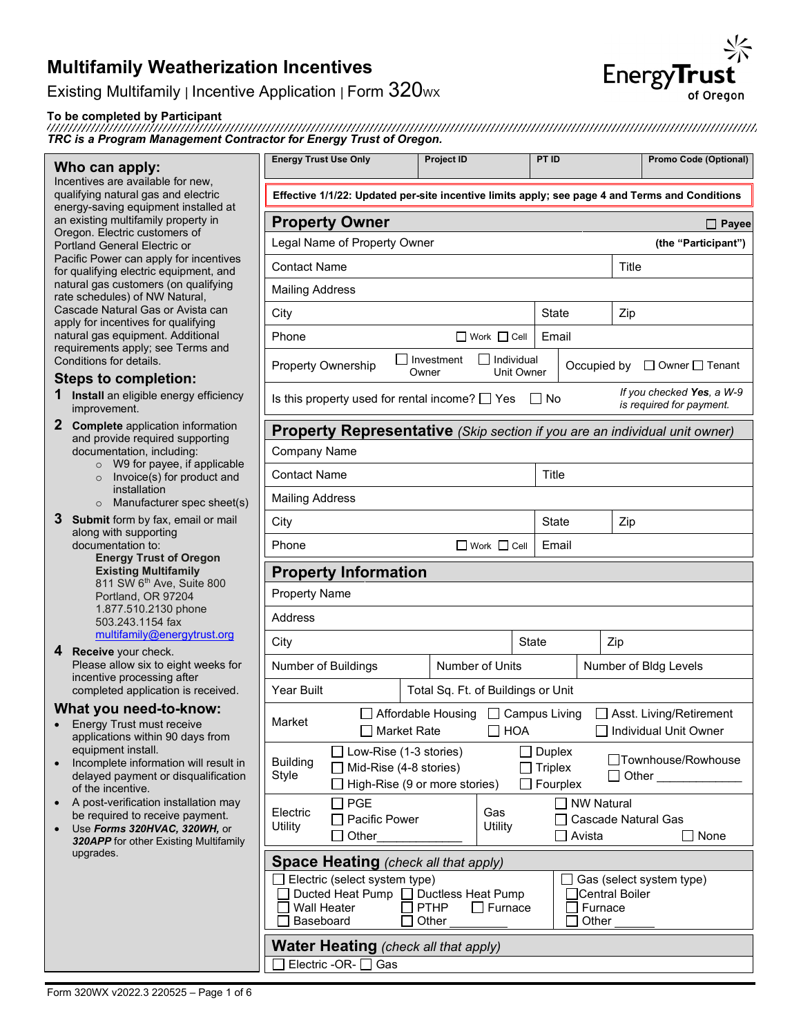# Multifamily Weatherization Incentives

Existing Multifamily | Incentive Application | Form 320WX

**Energy Trust of Oregon**

**To be completed by Participant**

***TRC is a Program Management Contractor for Energy Trust of Oregon.***

## Who can apply:

Incentives are available for new, qualifying natural gas and electric energy-saving equipment installed at an existing multifamily property in Oregon. Electric customers of Portland General Electric or Pacific Power can apply for incentives for qualifying electric equipment, and natural gas customers (on qualifying rate schedules) of NW Natural, Cascade Natural Gas or Avista can apply for incentives for qualifying natural gas equipment. Additional requirements apply; see Terms and Conditions for details.

## Steps to completion:

1. **Install** an eligible energy efficiency improvement.
2. **Complete** application information and provide required supporting documentation, including:
   - W9 for payee, if applicable
   - Invoice(s) for product and installation
   - Manufacturer spec sheet(s)
3. **Submit** form by fax, email or mail along with supporting documentation to:
   **Energy Trust of Oregon**
   **Existing Multifamily**
   811 SW 6th Ave, Suite 800
   Portland, OR 97204
   1.877.510.2130 phone
   503.243.1154 fax
   multifamily@energytrust.org
4. **Receive** your check. Please allow six to eight weeks for incentive processing after completed application is received.

## What you need-to-know:

- Energy Trust must receive applications within 90 days from equipment install.
- Incomplete information will result in delayed payment or disqualification of the incentive.
- A post-verification installation may be required to receive payment.
- Use ***Forms 320HVAC, 320WH,*** or ***320APP*** for other Existing Multifamily upgrades.

| Energy Trust Use Only | Project ID | PT ID | Promo Code (Optional) |
|---|---|---|---|
| | | | |

**Effective 1/1/22: Updated per-site incentive limits apply; see page 4 and Terms and Conditions**

## Property Owner ☐ Payee

| | | | |
|---|---|---|---|
| Legal Name of Property Owner | | | **(the "Participant")** |
| Contact Name | | Title | |
| Mailing Address | | | |
| City | State | Zip | |
| Phone ☐ Work ☐ Cell | Email | | |
| Property Ownership ☐ Investment Owner ☐ Individual Unit Owner | Occupied by ☐ Owner ☐ Tenant | | |
| Is this property used for rental income? ☐ Yes ☐ No | *If you checked **Yes**, a W-9 is required for payment.* | | |

## Property Representative *(Skip section if you are an individual unit owner)*

| | | |
|---|---|---|
| Company Name | | |
| Contact Name | Title | |
| Mailing Address | | |
| City | State | Zip |
| Phone ☐ Work ☐ Cell | Email | |

## Property Information

| | | |
|---|---|---|
| Property Name | | |
| Address | | |
| City | State | Zip |
| Number of Buildings | Number of Units | Number of Bldg Levels |
| Year Built | Total Sq. Ft. of Buildings or Unit | |
| Market | ☐ Affordable Housing ☐ Campus Living ☐ Asst. Living/Retirement ☐ Market Rate ☐ HOA ☐ Individual Unit Owner | |
| Building Style | ☐ Low-Rise (1-3 stories) ☐ Mid-Rise (4-8 stories) ☐ High-Rise (9 or more stories) ☐ Duplex ☐ Triplex ☐ Fourplex ☐ Townhouse/Rowhouse ☐ Other _____________ | |
| Electric Utility ☐ PGE ☐ Pacific Power ☐ Other____________ | Gas Utility ☐ NW Natural ☐ Cascade Natural Gas ☐ Avista ☐ None | |

## Space Heating *(check all that apply)*

| | |
|---|---|
| ☐ Electric (select system type) | ☐ Gas (select system type) |
| ☐ Ducted Heat Pump ☐ Ductless Heat Pump | ☐ Central Boiler |
| ☐ Wall Heater ☐ PTHP ☐ Furnace | ☐ Furnace |
| ☐ Baseboard ☐ Other | ☐ Other ______ |

## Water Heating *(check all that apply)*

☐ Electric -OR- ☐ Gas

Form 320WX v2022.3 220525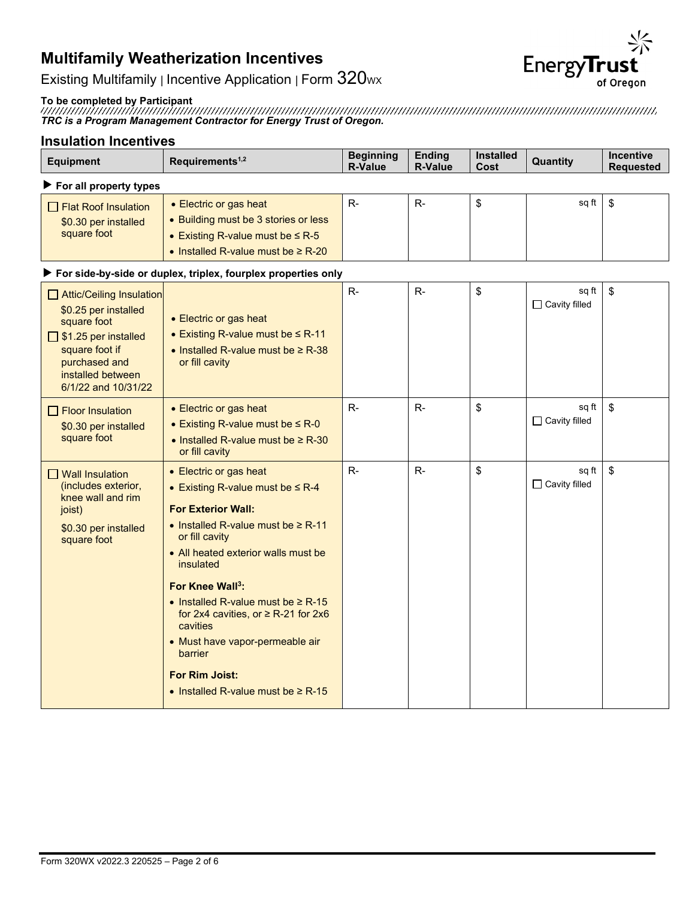# Multifamily Weatherization Incentives

Existing Multifamily | Incentive Application | Form 320WX

**To be completed by Participant**

***TRC is a Program Management Contractor for Energy Trust of Oregon.***

## Insulation Incentives

| Equipment | Requirements[1,2] | Beginning R-Value | Ending R-Value | Installed Cost | Quantity | Incentive Requested |
|---|---|---|---|---|---|---|
| ▶ **For all property types** | | | | | | |
| ☐ Flat Roof Insulation<br>$0.30 per installed square foot | • Electric or gas heat<br>• Building must be 3 stories or less<br>• Existing R-value must be ≤ R-5<br>• Installed R-value must be ≥ R-20 | R- | R- | $ | sq ft | $ |
| ▶ **For side-by-side or duplex, triplex, fourplex properties only** | | | | | | |
| ☐ Attic/Ceiling Insulation<br>$0.25 per installed square foot<br>☐ $1.25 per installed square foot if purchased and installed between 6/1/22 and 10/31/22 | • Electric or gas heat<br>• Existing R-value must be ≤ R-11<br>• Installed R-value must be ≥ R-38 or fill cavity | R- | R- | $ | sq ft<br>☐ Cavity filled | $ |
| ☐ Floor Insulation<br>$0.30 per installed square foot | • Electric or gas heat<br>• Existing R-value must be ≤ R-0<br>• Installed R-value must be ≥ R-30 or fill cavity | R- | R- | $ | sq ft<br>☐ Cavity filled | $ |
| ☐ Wall Insulation (includes exterior, knee wall and rim joist)<br>$0.30 per installed square foot | • Electric or gas heat<br>• Existing R-value must be ≤ R-4<br>**For Exterior Wall:**<br>• Installed R-value must be ≥ R-11 or fill cavity<br>• All heated exterior walls must be insulated<br>**For Knee Wall[3]:**<br>• Installed R-value must be ≥ R-15 for 2x4 cavities, or ≥ R-21 for 2x6 cavities<br>• Must have vapor-permeable air barrier<br>**For Rim Joist:**<br>• Installed R-value must be ≥ R-15 | R- | R- | $ | sq ft<br>☐ Cavity filled | $ |

Form 320WX v2022.3 220525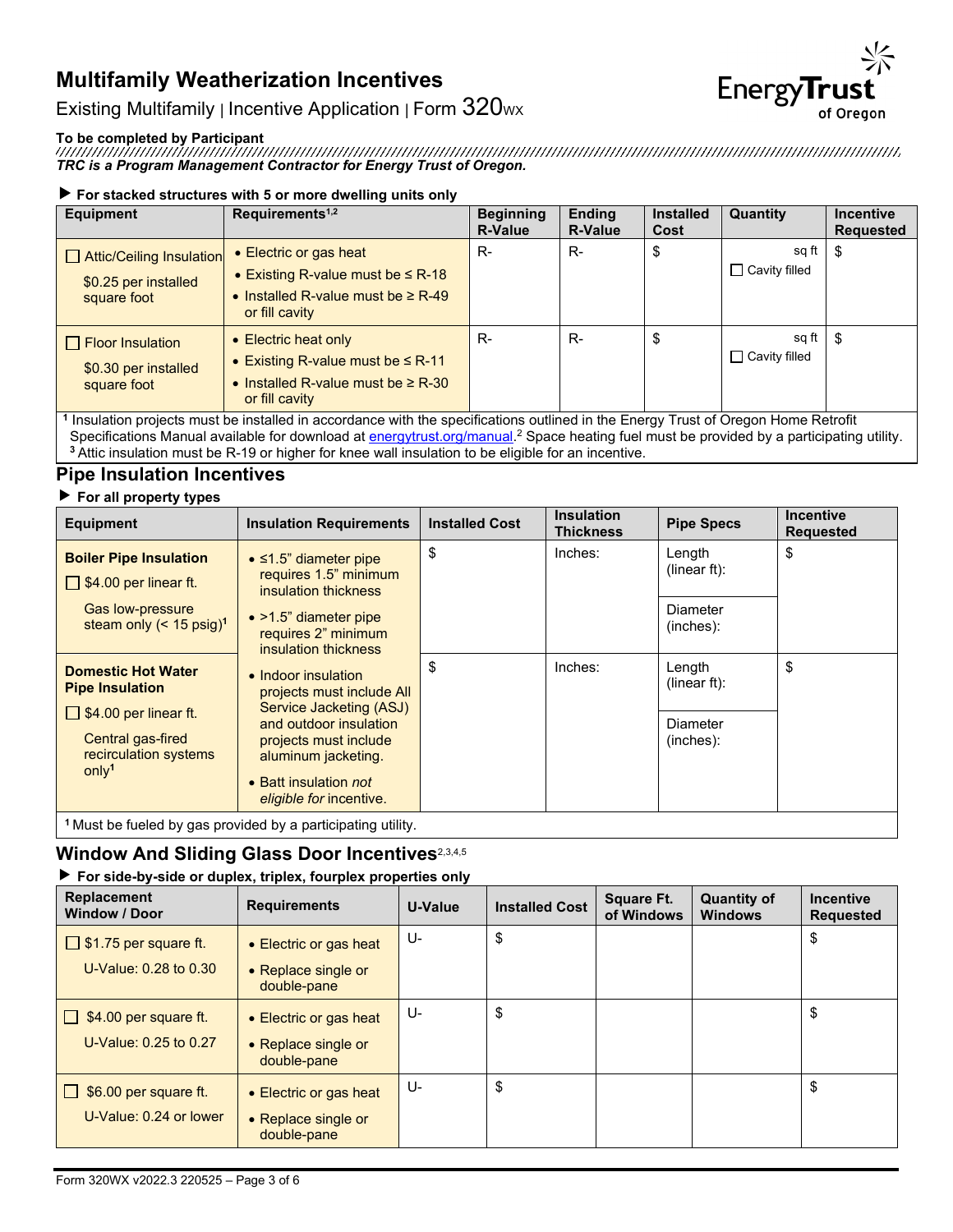# Multifamily Weatherization Incentives

Existing Multifamily | Incentive Application | Form 320WX

**To be completed by Participant**

***TRC is a Program Management Contractor for Energy Trust of Oregon.***

▶ **For stacked structures with 5 or more dwelling units only**

| Equipment | Requirements[1,2] | Beginning R-Value | Ending R-Value | Installed Cost | Quantity | Incentive Requested |
|---|---|---|---|---|---|---|
| ☐ Attic/Ceiling Insulation<br>$0.25 per installed square foot | • Electric or gas heat<br>• Existing R-value must be ≤ R-18<br>• Installed R-value must be ≥ R-49 or fill cavity | R- | R- | $ | sq ft<br>☐ Cavity filled | $ |
| ☐ Floor Insulation<br>$0.30 per installed square foot | • Electric heat only<br>• Existing R-value must be ≤ R-11<br>• Installed R-value must be ≥ R-30 or fill cavity | R- | R- | $ | sq ft<br>☐ Cavity filled | $ |

[1] Insulation projects must be installed in accordance with the specifications outlined in the Energy Trust of Oregon Home Retrofit Specifications Manual available for download at energytrust.org/manual.[2] Space heating fuel must be provided by a participating utility.
[3] Attic insulation must be R-19 or higher for knee wall insulation to be eligible for an incentive.

## Pipe Insulation Incentives

▶ **For all property types**

| Equipment | Insulation Requirements | Installed Cost | Insulation Thickness | Pipe Specs | Incentive Requested |
|---|---|---|---|---|---|
| **Boiler Pipe Insulation**<br>☐ $4.00 per linear ft.<br>Gas low-pressure steam only (< 15 psig)[1] | • ≤1.5" diameter pipe requires 1.5" minimum insulation thickness<br>• >1.5" diameter pipe requires 2" minimum insulation thickness<br>• Indoor insulation projects must include All Service Jacketing (ASJ) and outdoor insulation projects must include aluminum jacketing.<br>• Batt insulation *not eligible for* incentive. | $ | Inches: | Length (linear ft):<br>Diameter (inches): | $ |
| **Domestic Hot Water Pipe Insulation**<br>☐ $4.00 per linear ft.<br>Central gas-fired recirculation systems only[1] | | $ | Inches: | Length (linear ft):<br>Diameter (inches): | $ |

[1] Must be fueled by gas provided by a participating utility.

## Window And Sliding Glass Door Incentives[2,3,4,5]

▶ **For side-by-side or duplex, triplex, fourplex properties only**

| Replacement Window / Door | Requirements | U-Value | Installed Cost | Square Ft. of Windows | Quantity of Windows | Incentive Requested |
|---|---|---|---|---|---|---|
| ☐ $1.75 per square ft.<br>U-Value: 0.28 to 0.30 | • Electric or gas heat<br>• Replace single or double-pane | U- | $ | | | $ |
| ☐ $4.00 per square ft.<br>U-Value: 0.25 to 0.27 | • Electric or gas heat<br>• Replace single or double-pane | U- | $ | | | $ |
| ☐ $6.00 per square ft.<br>U-Value: 0.24 or lower | • Electric or gas heat<br>• Replace single or double-pane | U- | $ | | | $ |

Form 320WX v2022.3 220525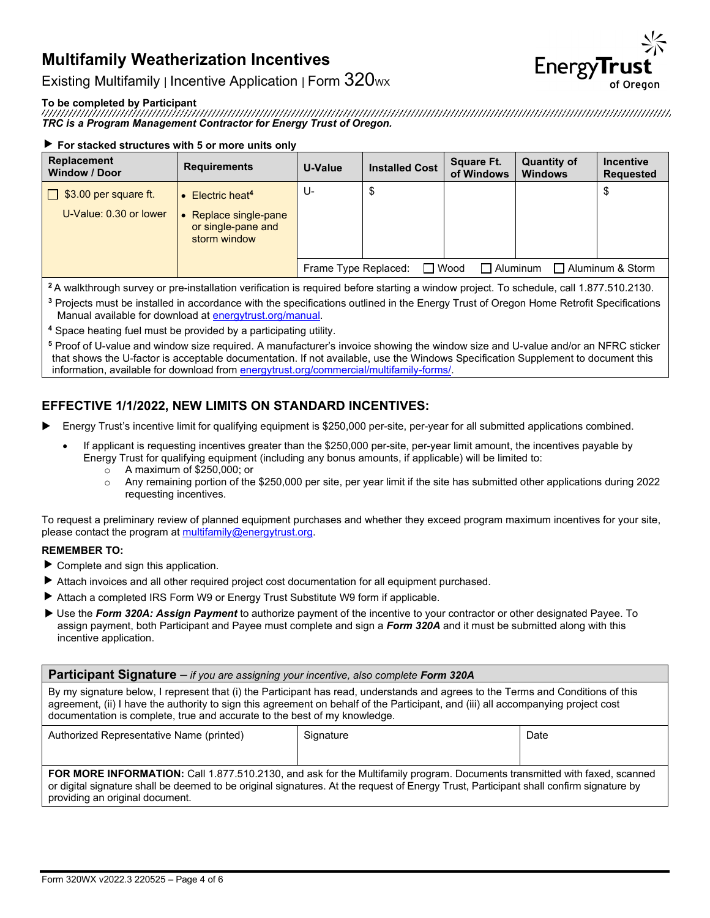# Multifamily Weatherization Incentives

Existing Multifamily | Incentive Application | Form 320WX

**To be completed by Participant**

***TRC is a Program Management Contractor for Energy Trust of Oregon.***

▶ **For stacked structures with 5 or more units only**

| Replacement Window / Door | Requirements | U-Value | Installed Cost | Square Ft. of Windows | Quantity of Windows | Incentive Requested |
|---|---|---|---|---|---|---|
| ☐ $3.00 per square ft.<br>U-Value: 0.30 or lower | • Electric heat[4]<br>• Replace single-pane or single-pane and storm window | U- | $ | | | $ |
| | | Frame Type Replaced: ☐ Wood ☐ Aluminum ☐ Aluminum & Storm | | | | |

[2] A walkthrough survey or pre-installation verification is required before starting a window project. To schedule, call 1.877.510.2130.

[3] Projects must be installed in accordance with the specifications outlined in the Energy Trust of Oregon Home Retrofit Specifications Manual available for download at energytrust.org/manual.

[4] Space heating fuel must be provided by a participating utility.

[5] Proof of U-value and window size required. A manufacturer's invoice showing the window size and U-value and/or an NFRC sticker that shows the U-factor is acceptable documentation. If not available, use the Windows Specification Supplement to document this information, available for download from energytrust.org/commercial/multifamily-forms/.

## EFFECTIVE 1/1/2022, NEW LIMITS ON STANDARD INCENTIVES:

- Energy Trust's incentive limit for qualifying equipment is $250,000 per-site, per-year for all submitted applications combined.
  - If applicant is requesting incentives greater than the $250,000 per-site, per-year limit amount, the incentives payable by Energy Trust for qualifying equipment (including any bonus amounts, if applicable) will be limited to:
    - A maximum of $250,000; or
    - Any remaining portion of the $250,000 per site, per year limit if the site has submitted other applications during 2022 requesting incentives.

To request a preliminary review of planned equipment purchases and whether they exceed program maximum incentives for your site, please contact the program at multifamily@energytrust.org.

**REMEMBER TO:**

- Complete and sign this application.
- Attach invoices and all other required project cost documentation for all equipment purchased.
- Attach a completed IRS Form W9 or Energy Trust Substitute W9 form if applicable.
- Use the ***Form 320A: Assign Payment*** to authorize payment of the incentive to your contractor or other designated Payee. To assign payment, both Participant and Payee must complete and sign a ***Form 320A*** and it must be submitted along with this incentive application.

**Participant Signature** – *if you are assigning your incentive, also complete* ***Form 320A***

By my signature below, I represent that (i) the Participant has read, understands and agrees to the Terms and Conditions of this agreement, (ii) I have the authority to sign this agreement on behalf of the Participant, and (iii) all accompanying project cost documentation is complete, true and accurate to the best of my knowledge.

| Authorized Representative Name (printed) | Signature | Date |
|---|---|---|
| | | |

**FOR MORE INFORMATION:** Call 1.877.510.2130, and ask for the Multifamily program. Documents transmitted with faxed, scanned or digital signature shall be deemed to be original signatures. At the request of Energy Trust, Participant shall confirm signature by providing an original document.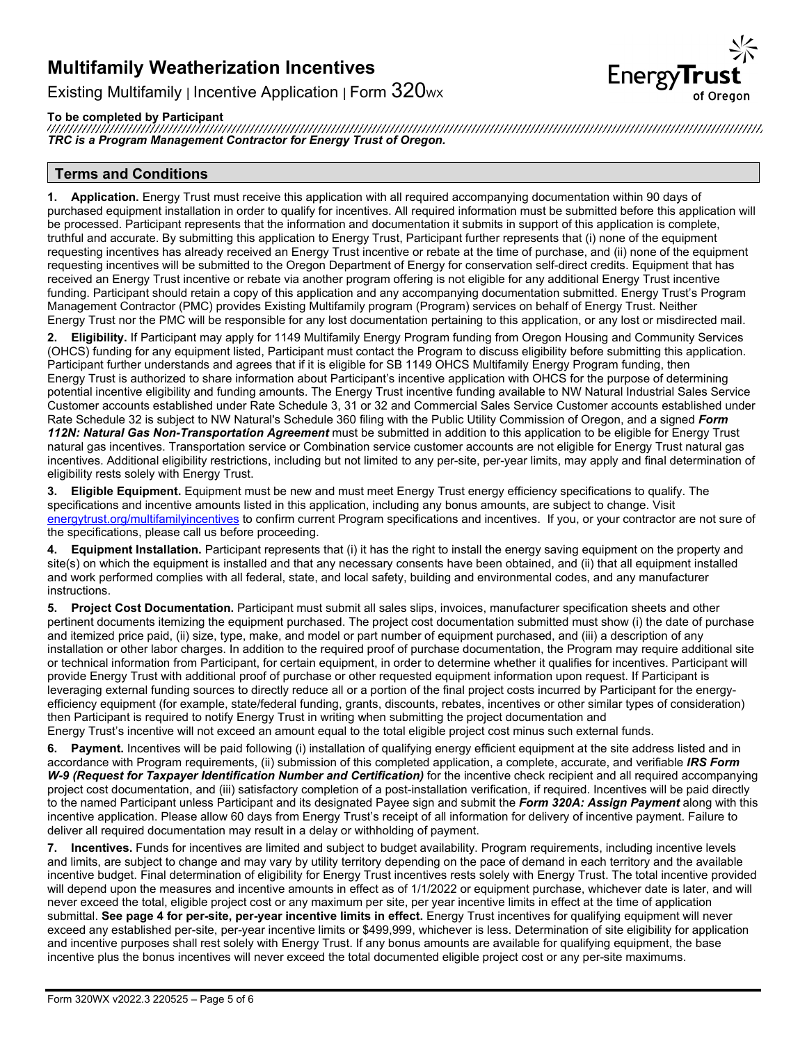# Multifamily Weatherization Incentives

Existing Multifamily | Incentive Application | Form 320WX

**To be completed by Participant**

***TRC is a Program Management Contractor for Energy Trust of Oregon.***

## Terms and Conditions

**1. Application.** Energy Trust must receive this application with all required accompanying documentation within 90 days of purchased equipment installation in order to qualify for incentives. All required information must be submitted before this application will be processed. Participant represents that the information and documentation it submits in support of this application is complete, truthful and accurate. By submitting this application to Energy Trust, Participant further represents that (i) none of the equipment requesting incentives has already received an Energy Trust incentive or rebate at the time of purchase, and (ii) none of the equipment requesting incentives will be submitted to the Oregon Department of Energy for conservation self-direct credits. Equipment that has received an Energy Trust incentive or rebate via another program offering is not eligible for any additional Energy Trust incentive funding. Participant should retain a copy of this application and any accompanying documentation submitted. Energy Trust's Program Management Contractor (PMC) provides Existing Multifamily program (Program) services on behalf of Energy Trust. Neither Energy Trust nor the PMC will be responsible for any lost documentation pertaining to this application, or any lost or misdirected mail.

**2. Eligibility.** If Participant may apply for 1149 Multifamily Energy Program funding from Oregon Housing and Community Services (OHCS) funding for any equipment listed, Participant must contact the Program to discuss eligibility before submitting this application. Participant further understands and agrees that if it is eligible for SB 1149 OHCS Multifamily Energy Program funding, then Energy Trust is authorized to share information about Participant's incentive application with OHCS for the purpose of determining potential incentive eligibility and funding amounts. The Energy Trust incentive funding available to NW Natural Industrial Sales Service Customer accounts established under Rate Schedule 3, 31 or 32 and Commercial Sales Service Customer accounts established under Rate Schedule 32 is subject to NW Natural's Schedule 360 filing with the Public Utility Commission of Oregon, and a signed ***Form 112N: Natural Gas Non-Transportation Agreement*** must be submitted in addition to this application to be eligible for Energy Trust natural gas incentives. Transportation service or Combination service customer accounts are not eligible for Energy Trust natural gas incentives. Additional eligibility restrictions, including but not limited to any per-site, per-year limits, may apply and final determination of eligibility rests solely with Energy Trust.

**3. Eligible Equipment.** Equipment must be new and must meet Energy Trust energy efficiency specifications to qualify. The specifications and incentive amounts listed in this application, including any bonus amounts, are subject to change. Visit energytrust.org/multifamilyincentives to confirm current Program specifications and incentives. If you, or your contractor are not sure of the specifications, please call us before proceeding.

**4. Equipment Installation.** Participant represents that (i) it has the right to install the energy saving equipment on the property and site(s) on which the equipment is installed and that any necessary consents have been obtained, and (ii) that all equipment installed and work performed complies with all federal, state, and local safety, building and environmental codes, and any manufacturer instructions.

**5. Project Cost Documentation.** Participant must submit all sales slips, invoices, manufacturer specification sheets and other pertinent documents itemizing the equipment purchased. The project cost documentation submitted must show (i) the date of purchase and itemized price paid, (ii) size, type, make, and model or part number of equipment purchased, and (iii) a description of any installation or other labor charges. In addition to the required proof of purchase documentation, the Program may require additional site or technical information from Participant, for certain equipment, in order to determine whether it qualifies for incentives. Participant will provide Energy Trust with additional proof of purchase or other requested equipment information upon request. If Participant is leveraging external funding sources to directly reduce all or a portion of the final project costs incurred by Participant for the energy-efficiency equipment (for example, state/federal funding, grants, discounts, rebates, incentives or other similar types of consideration) then Participant is required to notify Energy Trust in writing when submitting the project documentation and Energy Trust's incentive will not exceed an amount equal to the total eligible project cost minus such external funds.

**6. Payment.** Incentives will be paid following (i) installation of qualifying energy efficient equipment at the site address listed and in accordance with Program requirements, (ii) submission of this completed application, a complete, accurate, and verifiable ***IRS Form W-9 (Request for Taxpayer Identification Number and Certification)*** for the incentive check recipient and all required accompanying project cost documentation, and (iii) satisfactory completion of a post-installation verification, if required. Incentives will be paid directly to the named Participant unless Participant and its designated Payee sign and submit the ***Form 320A: Assign Payment*** along with this incentive application. Please allow 60 days from Energy Trust's receipt of all information for delivery of incentive payment. Failure to deliver all required documentation may result in a delay or withholding of payment.

**7. Incentives.** Funds for incentives are limited and subject to budget availability. Program requirements, including incentive levels and limits, are subject to change and may vary by utility territory depending on the pace of demand in each territory and the available incentive budget. Final determination of eligibility for Energy Trust incentives rests solely with Energy Trust. The total incentive provided will depend upon the measures and incentive amounts in effect as of 1/1/2022 or equipment purchase, whichever date is later, and will never exceed the total, eligible project cost or any maximum per site, per year incentive limits in effect at the time of application submittal. **See page 4 for per-site, per-year incentive limits in effect.** Energy Trust incentives for qualifying equipment will never exceed any established per-site, per-year incentive limits or $499,999, whichever is less. Determination of site eligibility for application and incentive purposes shall rest solely with Energy Trust. If any bonus amounts are available for qualifying equipment, the base incentive plus the bonus incentives will never exceed the total documented eligible project cost or any per-site maximums.

Form 320WX v2022.3 220525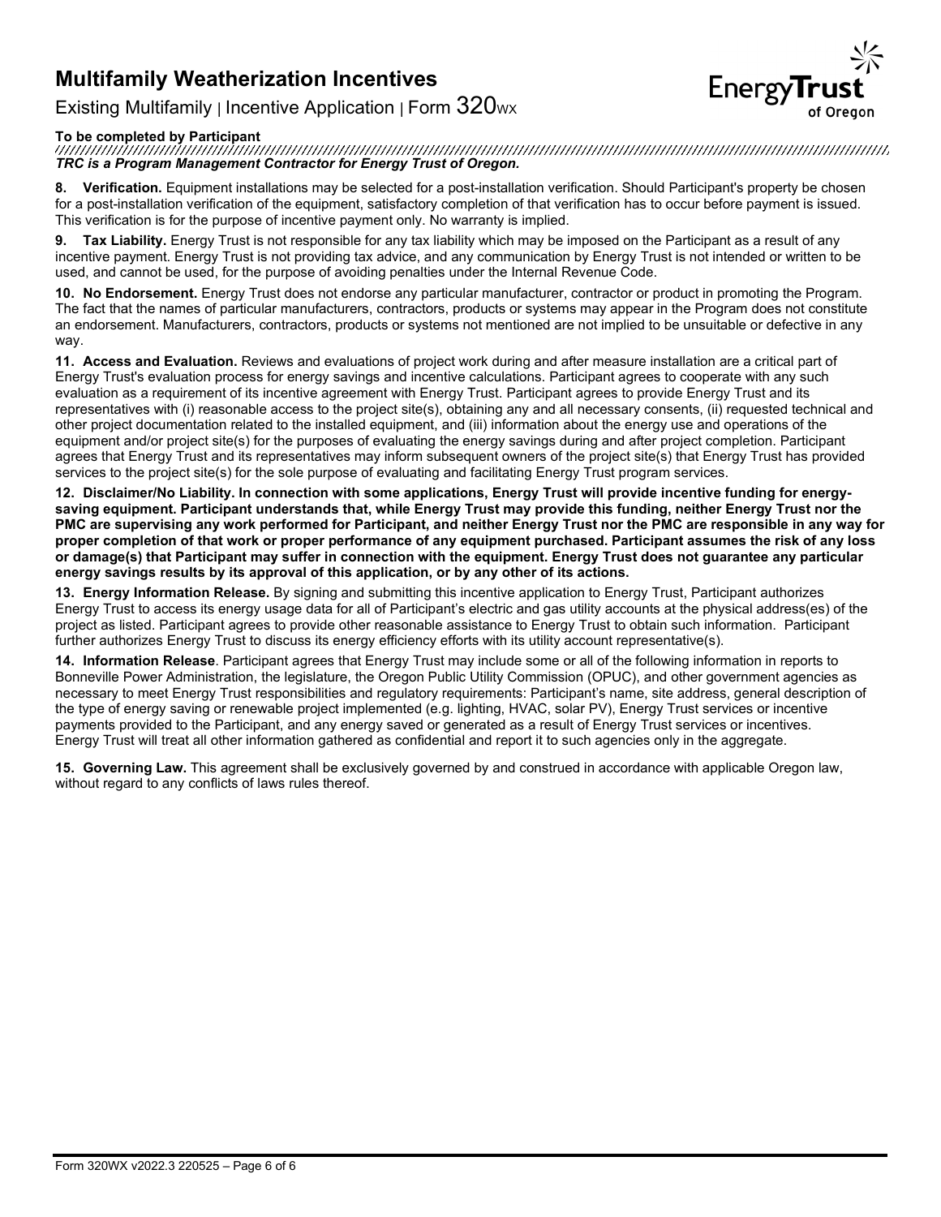**To be completed by Participant**

***TRC is a Program Management Contractor for Energy Trust of Oregon.***

**8. Verification.** Equipment installations may be selected for a post-installation verification. Should Participant's property be chosen for a post-installation verification of the equipment, satisfactory completion of that verification has to occur before payment is issued. This verification is for the purpose of incentive payment only. No warranty is implied.

**9. Tax Liability.** Energy Trust is not responsible for any tax liability which may be imposed on the Participant as a result of any incentive payment. Energy Trust is not providing tax advice, and any communication by Energy Trust is not intended or written to be used, and cannot be used, for the purpose of avoiding penalties under the Internal Revenue Code.

**10. No Endorsement.** Energy Trust does not endorse any particular manufacturer, contractor or product in promoting the Program. The fact that the names of particular manufacturers, contractors, products or systems may appear in the Program does not constitute an endorsement. Manufacturers, contractors, products or systems not mentioned are not implied to be unsuitable or defective in any way.

**11. Access and Evaluation.** Reviews and evaluations of project work during and after measure installation are a critical part of Energy Trust's evaluation process for energy savings and incentive calculations. Participant agrees to cooperate with any such evaluation as a requirement of its incentive agreement with Energy Trust. Participant agrees to provide Energy Trust and its representatives with (i) reasonable access to the project site(s), obtaining any and all necessary consents, (ii) requested technical and other project documentation related to the installed equipment, and (iii) information about the energy use and operations of the equipment and/or project site(s) for the purposes of evaluating the energy savings during and after project completion. Participant agrees that Energy Trust and its representatives may inform subsequent owners of the project site(s) that Energy Trust has provided services to the project site(s) for the sole purpose of evaluating and facilitating Energy Trust program services.

**12. Disclaimer/No Liability. In connection with some applications, Energy Trust will provide incentive funding for energy-saving equipment. Participant understands that, while Energy Trust may provide this funding, neither Energy Trust nor the PMC are supervising any work performed for Participant, and neither Energy Trust nor the PMC are responsible in any way for proper completion of that work or proper performance of any equipment purchased. Participant assumes the risk of any loss or damage(s) that Participant may suffer in connection with the equipment. Energy Trust does not guarantee any particular energy savings results by its approval of this application, or by any other of its actions.**

**13. Energy Information Release.** By signing and submitting this incentive application to Energy Trust, Participant authorizes Energy Trust to access its energy usage data for all of Participant's electric and gas utility accounts at the physical address(es) of the project as listed. Participant agrees to provide other reasonable assistance to Energy Trust to obtain such information. Participant further authorizes Energy Trust to discuss its energy efficiency efforts with its utility account representative(s).

**14. Information Release**. Participant agrees that Energy Trust may include some or all of the following information in reports to Bonneville Power Administration, the legislature, the Oregon Public Utility Commission (OPUC), and other government agencies as necessary to meet Energy Trust responsibilities and regulatory requirements: Participant's name, site address, general description of the type of energy saving or renewable project implemented (e.g. lighting, HVAC, solar PV), Energy Trust services or incentive payments provided to the Participant, and any energy saved or generated as a result of Energy Trust services or incentives. Energy Trust will treat all other information gathered as confidential and report it to such agencies only in the aggregate.

**15. Governing Law.** This agreement shall be exclusively governed by and construed in accordance with applicable Oregon law, without regard to any conflicts of laws rules thereof.